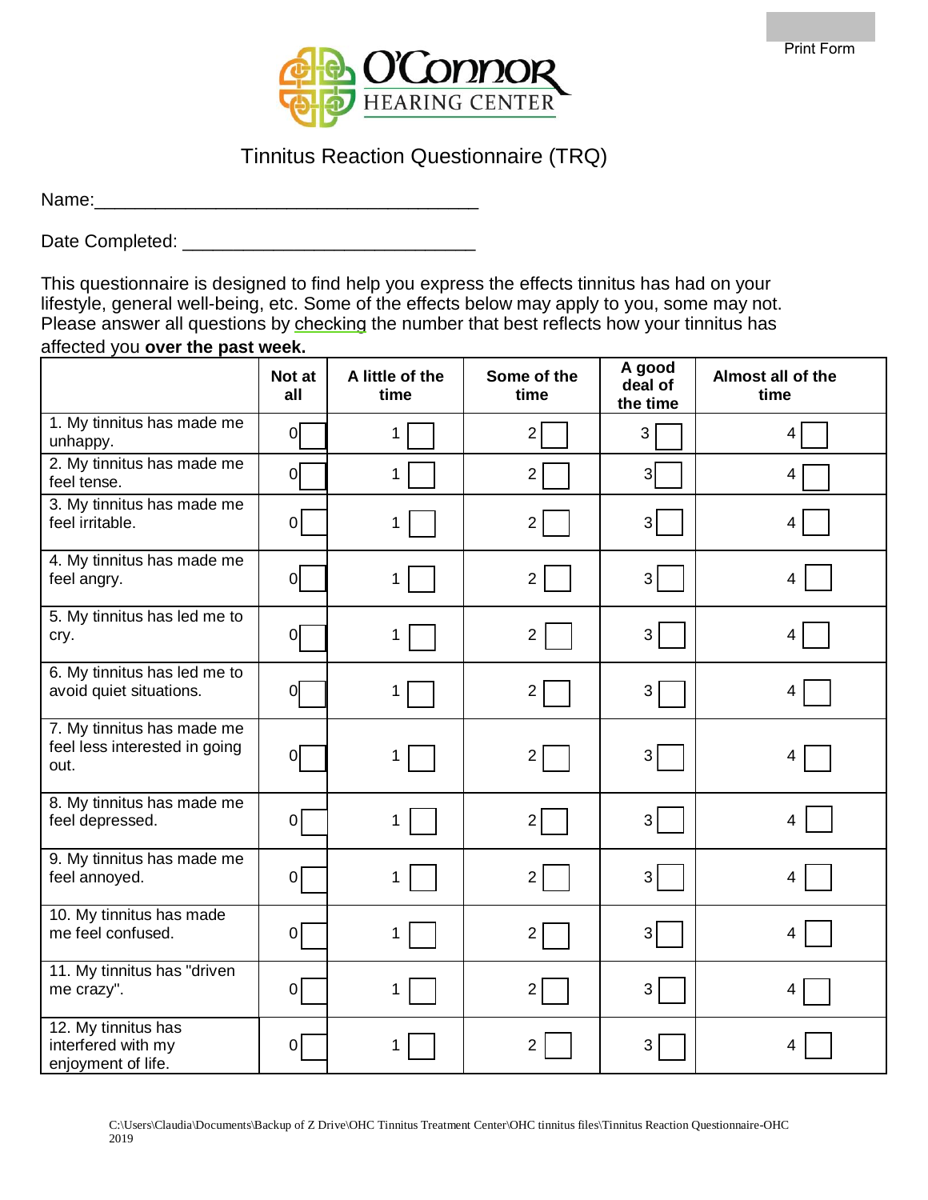O'Connor HEARING CENTER

# Tinnitus Reaction Questionnaire (TRQ)

Name:_______________________________________

Date Completed: ______________________________

This questionnaire is designed to find help you express the effects tinnitus has had on your lifestyle, general well-being, etc. Some of the effects below may apply to you, some may not. Please answer all questions by checking the number that best reflects how your tinnitus has affected you **over the past week.**

| | **Not at all** | **A little of the time** | **Some of the time** | **A good deal of the time** | **Almost all of the time** |
|---|---|---|---|---|---|
| 1. My tinnitus has made me unhappy. | 0 ☐ | 1 ☐ | 2 ☐ | 3 ☐ | 4 ☐ |
| 2. My tinnitus has made me feel tense. | 0 ☐ | 1 ☐ | 2 ☐ | 3 ☐ | 4 ☐ |
| 3. My tinnitus has made me feel irritable. | 0 ☐ | 1 ☐ | 2 ☐ | 3 ☐ | 4 ☐ |
| 4. My tinnitus has made me feel angry. | 0 ☐ | 1 ☐ | 2 ☐ | 3 ☐ | 4 ☐ |
| 5. My tinnitus has led me to cry. | 0 ☐ | 1 ☐ | 2 ☐ | 3 ☐ | 4 ☐ |
| 6. My tinnitus has led me to avoid quiet situations. | 0 ☐ | 1 ☐ | 2 ☐ | 3 ☐ | 4 ☐ |
| 7. My tinnitus has made me feel less interested in going out. | 0 ☐ | 1 ☐ | 2 ☐ | 3 ☐ | 4 ☐ |
| 8. My tinnitus has made me feel depressed. | 0 ☐ | 1 ☐ | 2 ☐ | 3 ☐ | 4 ☐ |
| 9. My tinnitus has made me feel annoyed. | 0 ☐ | 1 ☐ | 2 ☐ | 3 ☐ | 4 ☐ |
| 10. My tinnitus has made me feel confused. | 0 ☐ | 1 ☐ | 2 ☐ | 3 ☐ | 4 ☐ |
| 11. My tinnitus has "driven me crazy". | 0 ☐ | 1 ☐ | 2 ☐ | 3 ☐ | 4 ☐ |
| 12. My tinnitus has interfered with my enjoyment of life. | 0 ☐ | 1 ☐ | 2 ☐ | 3 ☐ | 4 ☐ |

C:\Users\Claudia\Documents\Backup of Z Drive\OHC Tinnitus Treatment Center\OHC tinnitus files\Tinnitus Reaction Questionnaire-OHC 2019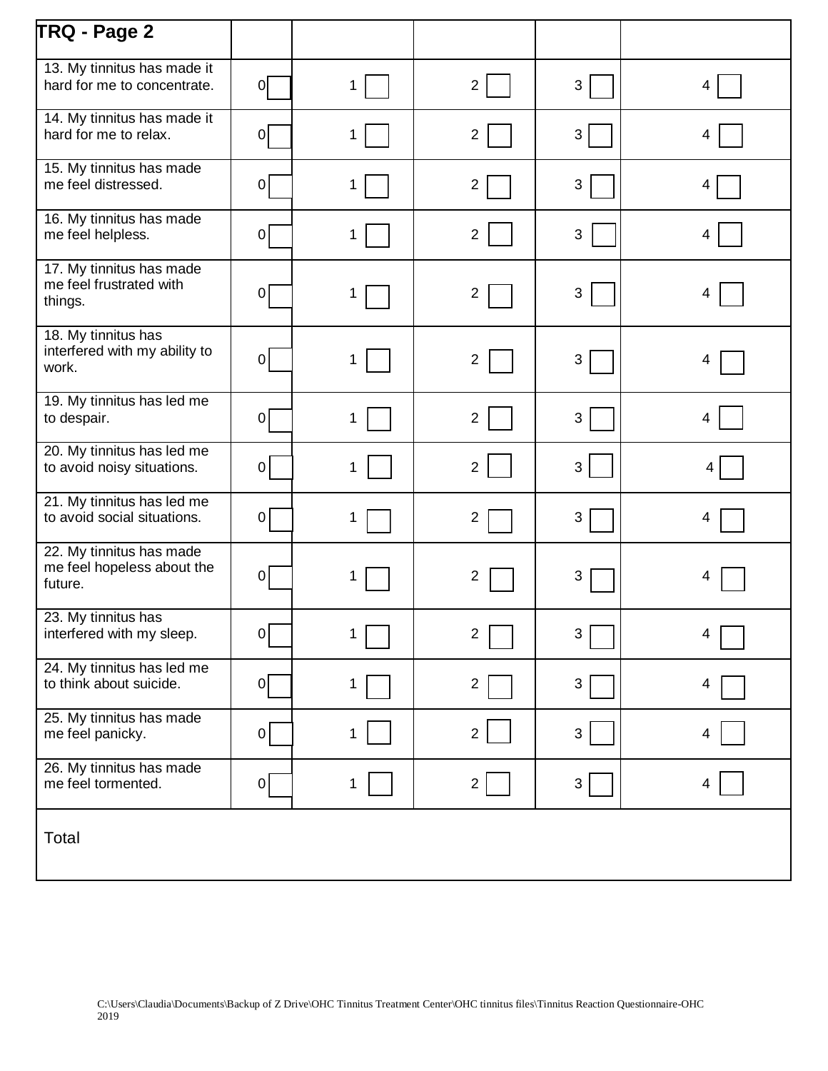| TRQ - Page 2 | | | | | |
|---|---|---|---|---|---|
| 13. My tinnitus has made it hard for me to concentrate. | 0 ☐ | 1 ☐ | 2 ☐ | 3 ☐ | 4 ☐ |
| 14. My tinnitus has made it hard for me to relax. | 0 ☐ | 1 ☐ | 2 ☐ | 3 ☐ | 4 ☐ |
| 15. My tinnitus has made me feel distressed. | 0 ☐ | 1 ☐ | 2 ☐ | 3 ☐ | 4 ☐ |
| 16. My tinnitus has made me feel helpless. | 0 ☐ | 1 ☐ | 2 ☐ | 3 ☐ | 4 ☐ |
| 17. My tinnitus has made me feel frustrated with things. | 0 ☐ | 1 ☐ | 2 ☐ | 3 ☐ | 4 ☐ |
| 18. My tinnitus has interfered with my ability to work. | 0 ☐ | 1 ☐ | 2 ☐ | 3 ☐ | 4 ☐ |
| 19. My tinnitus has led me to despair. | 0 ☐ | 1 ☐ | 2 ☐ | 3 ☐ | 4 ☐ |
| 20. My tinnitus has led me to avoid noisy situations. | 0 ☐ | 1 ☐ | 2 ☐ | 3 ☐ | 4 ☐ |
| 21. My tinnitus has led me to avoid social situations. | 0 ☐ | 1 ☐ | 2 ☐ | 3 ☐ | 4 ☐ |
| 22. My tinnitus has made me feel hopeless about the future. | 0 ☐ | 1 ☐ | 2 ☐ | 3 ☐ | 4 ☐ |
| 23. My tinnitus has interfered with my sleep. | 0 ☐ | 1 ☐ | 2 ☐ | 3 ☐ | 4 ☐ |
| 24. My tinnitus has led me to think about suicide. | 0 ☐ | 1 ☐ | 2 ☐ | 3 ☐ | 4 ☐ |
| 25. My tinnitus has made me feel panicky. | 0 ☐ | 1 ☐ | 2 ☐ | 3 ☐ | 4 ☐ |
| 26. My tinnitus has made me feel tormented. | 0 ☐ | 1 ☐ | 2 ☐ | 3 ☐ | 4 ☐ |
| Total | | | | | |

C:\Users\Claudia\Documents\Backup of Z Drive\OHC Tinnitus Treatment Center\OHC tinnitus files\Tinnitus Reaction Questionnaire-OHC 2019